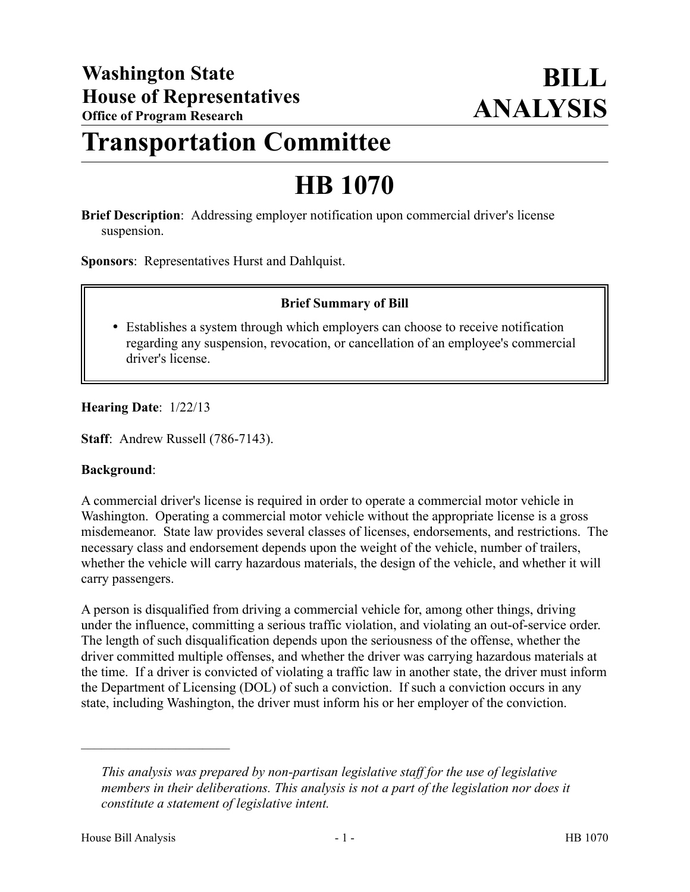**Washington State**
**House of Representatives**
**Office of Program Research**

# BILL ANALYSIS

# Transportation Committee

# HB 1070

**Brief Description**: Addressing employer notification upon commercial driver's license suspension.

**Sponsors**: Representatives Hurst and Dahlquist.

**Brief Summary of Bill**

- Establishes a system through which employers can choose to receive notification regarding any suspension, revocation, or cancellation of an employee's commercial driver's license.

**Hearing Date**: 1/22/13

**Staff**: Andrew Russell (786-7143).

**Background**:

A commercial driver's license is required in order to operate a commercial motor vehicle in Washington. Operating a commercial motor vehicle without the appropriate license is a gross misdemeanor. State law provides several classes of licenses, endorsements, and restrictions. The necessary class and endorsement depends upon the weight of the vehicle, number of trailers, whether the vehicle will carry hazardous materials, the design of the vehicle, and whether it will carry passengers.

A person is disqualified from driving a commercial vehicle for, among other things, driving under the influence, committing a serious traffic violation, and violating an out-of-service order. The length of such disqualification depends upon the seriousness of the offense, whether the driver committed multiple offenses, and whether the driver was carrying hazardous materials at the time. If a driver is convicted of violating a traffic law in another state, the driver must inform the Department of Licensing (DOL) of such a conviction. If such a conviction occurs in any state, including Washington, the driver must inform his or her employer of the conviction.

---

*This analysis was prepared by non-partisan legislative staff for the use of legislative members in their deliberations. This analysis is not a part of the legislation nor does it constitute a statement of legislative intent.*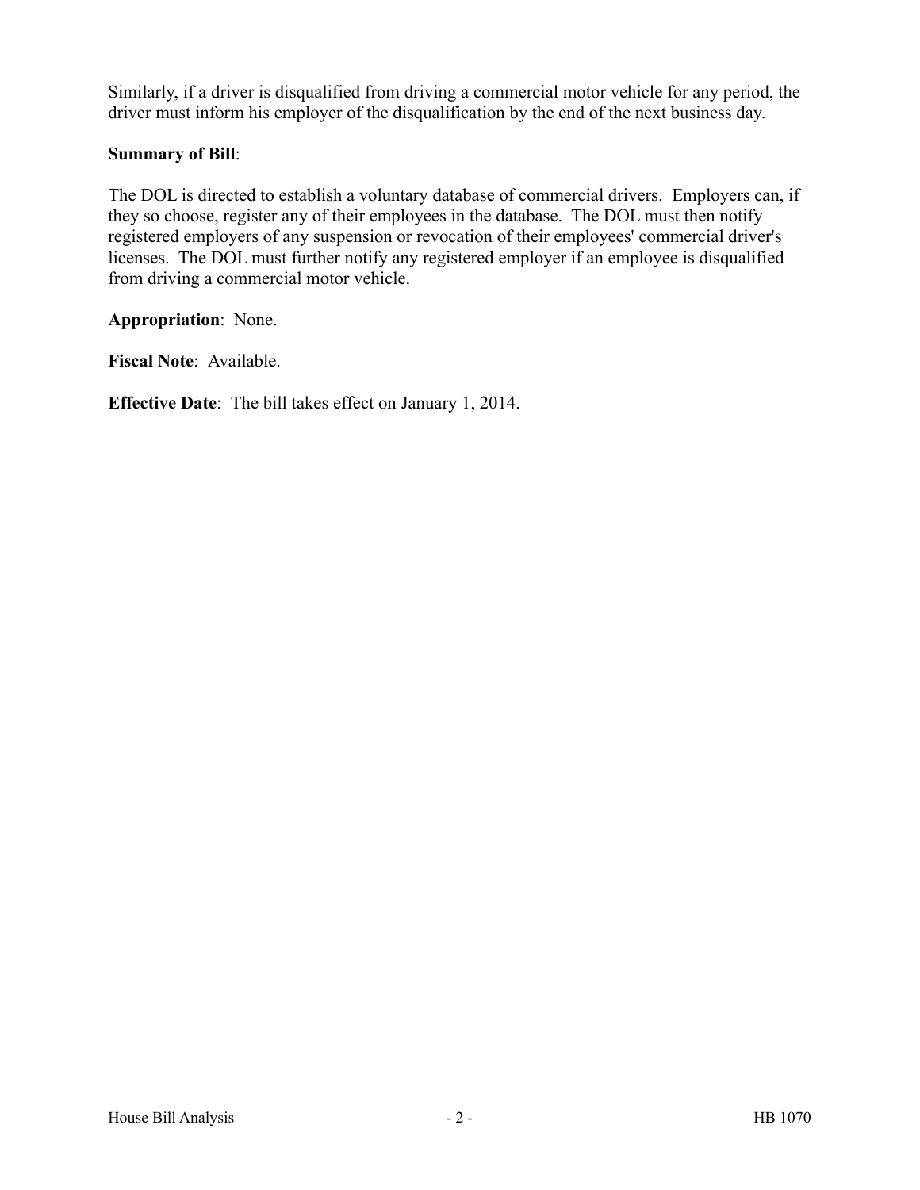Similarly, if a driver is disqualified from driving a commercial motor vehicle for any period, the driver must inform his employer of the disqualification by the end of the next business day.

**Summary of Bill**:

The DOL is directed to establish a voluntary database of commercial drivers. Employers can, if they so choose, register any of their employees in the database. The DOL must then notify registered employers of any suspension or revocation of their employees' commercial driver's licenses. The DOL must further notify any registered employer if an employee is disqualified from driving a commercial motor vehicle.

**Appropriation**: None.

**Fiscal Note**: Available.

**Effective Date**: The bill takes effect on January 1, 2014.